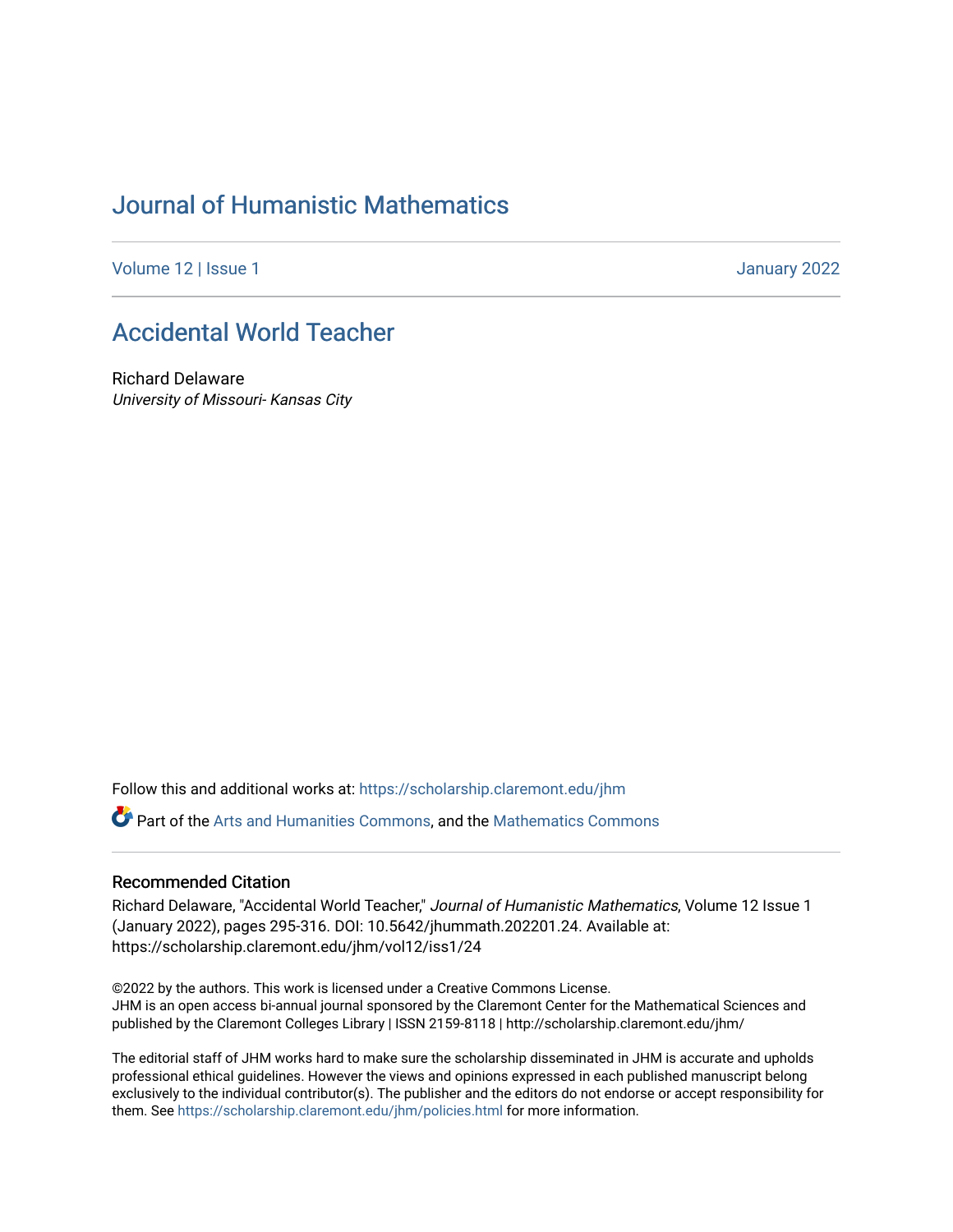# Journal of Humanistic Mathematics

Volume 12 | Issue 1 January 2022

## Accidental World Teacher

Richard Delaware
*University of Missouri- Kansas City*

Follow this and additional works at: https://scholarship.claremont.edu/jhm

Part of the Arts and Humanities Commons, and the Mathematics Commons

### Recommended Citation

Richard Delaware, "Accidental World Teacher," *Journal of Humanistic Mathematics*, Volume 12 Issue 1 (January 2022), pages 295-316. DOI: 10.5642/jhummath.202201.24. Available at: https://scholarship.claremont.edu/jhm/vol12/iss1/24

©2022 by the authors. This work is licensed under a Creative Commons License.
JHM is an open access bi-annual journal sponsored by the Claremont Center for the Mathematical Sciences and published by the Claremont Colleges Library | ISSN 2159-8118 | http://scholarship.claremont.edu/jhm/

The editorial staff of JHM works hard to make sure the scholarship disseminated in JHM is accurate and upholds professional ethical guidelines. However the views and opinions expressed in each published manuscript belong exclusively to the individual contributor(s). The publisher and the editors do not endorse or accept responsibility for them. See https://scholarship.claremont.edu/jhm/policies.html for more information.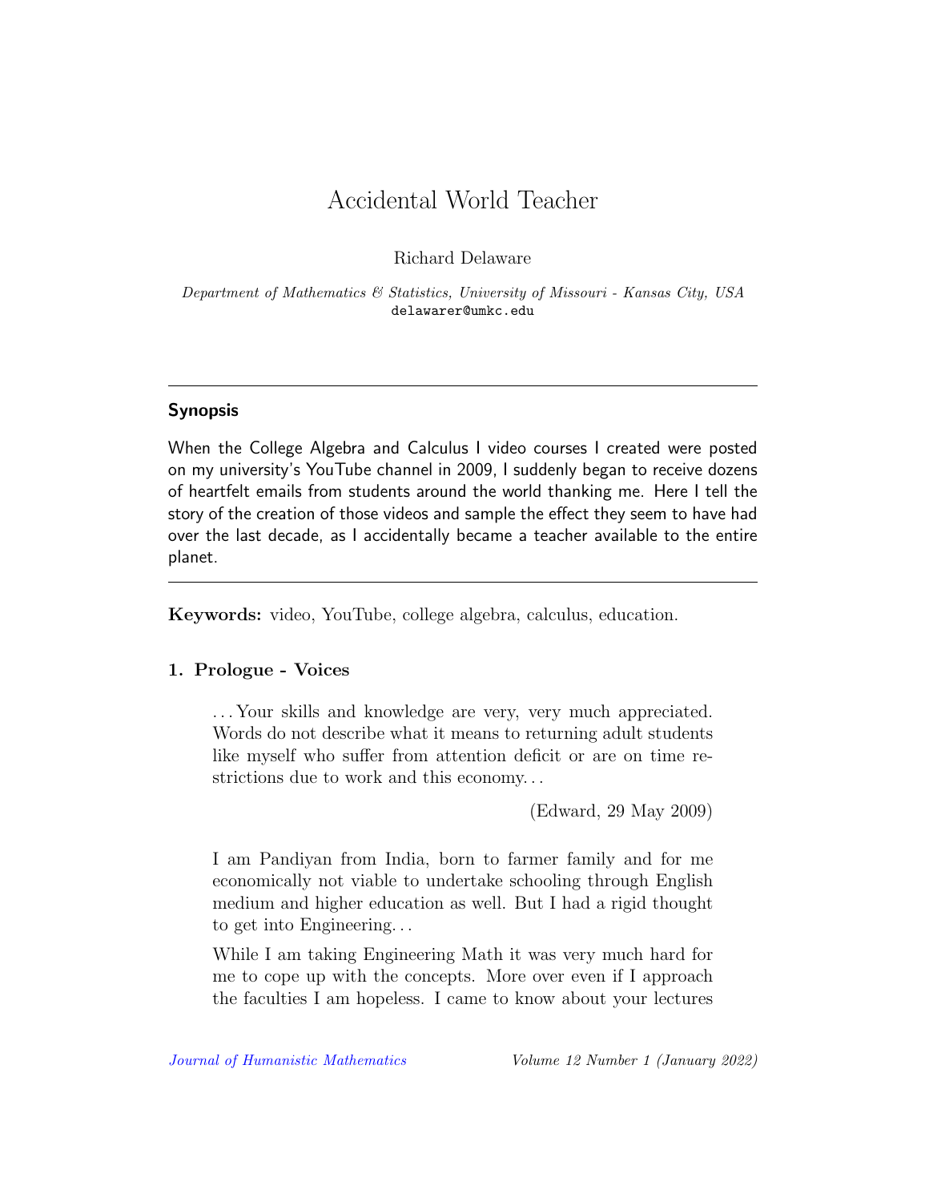# Accidental World Teacher

Richard Delaware

*Department of Mathematics & Statistics, University of Missouri - Kansas City, USA*
delawarer@umkc.edu

---

**Synopsis**

When the College Algebra and Calculus I video courses I created were posted on my university's YouTube channel in 2009, I suddenly began to receive dozens of heartfelt emails from students around the world thanking me. Here I tell the story of the creation of those videos and sample the effect they seem to have had over the last decade, as I accidentally became a teacher available to the entire planet.

---

**Keywords:** video, YouTube, college algebra, calculus, education.

## 1. Prologue - Voices

> ...Your skills and knowledge are very, very much appreciated. Words do not describe what it means to returning adult students like myself who suffer from attention deficit or are on time restrictions due to work and this economy...
>
> (Edward, 29 May 2009)

> I am Pandiyan from India, born to farmer family and for me economically not viable to undertake schooling through English medium and higher education as well. But I had a rigid thought to get into Engineering...
>
> While I am taking Engineering Math it was very much hard for me to cope up with the concepts. More over even if I approach the faculties I am hopeless. I came to know about your lectures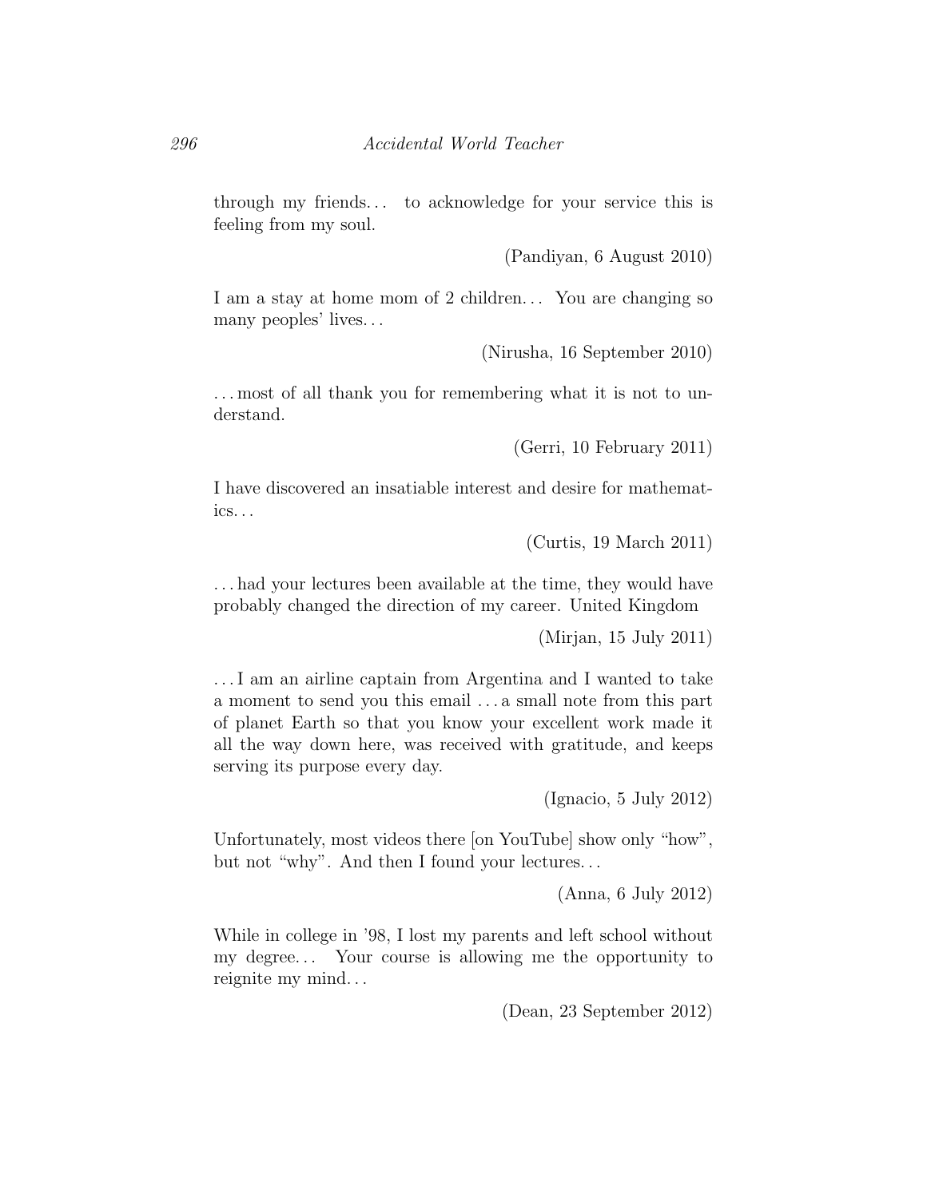through my friends... to acknowledge for your service this is feeling from my soul.

(Pandiyan, 6 August 2010)

I am a stay at home mom of 2 children... You are changing so many peoples' lives...

(Nirusha, 16 September 2010)

...most of all thank you for remembering what it is not to understand.

(Gerri, 10 February 2011)

I have discovered an insatiable interest and desire for mathematics...

(Curtis, 19 March 2011)

...had your lectures been available at the time, they would have probably changed the direction of my career. United Kingdom

(Mirjan, 15 July 2011)

...I am an airline captain from Argentina and I wanted to take a moment to send you this email ...a small note from this part of planet Earth so that you know your excellent work made it all the way down here, was received with gratitude, and keeps serving its purpose every day.

(Ignacio, 5 July 2012)

Unfortunately, most videos there [on YouTube] show only "how", but not "why". And then I found your lectures...

(Anna, 6 July 2012)

While in college in '98, I lost my parents and left school without my degree... Your course is allowing me the opportunity to reignite my mind...

(Dean, 23 September 2012)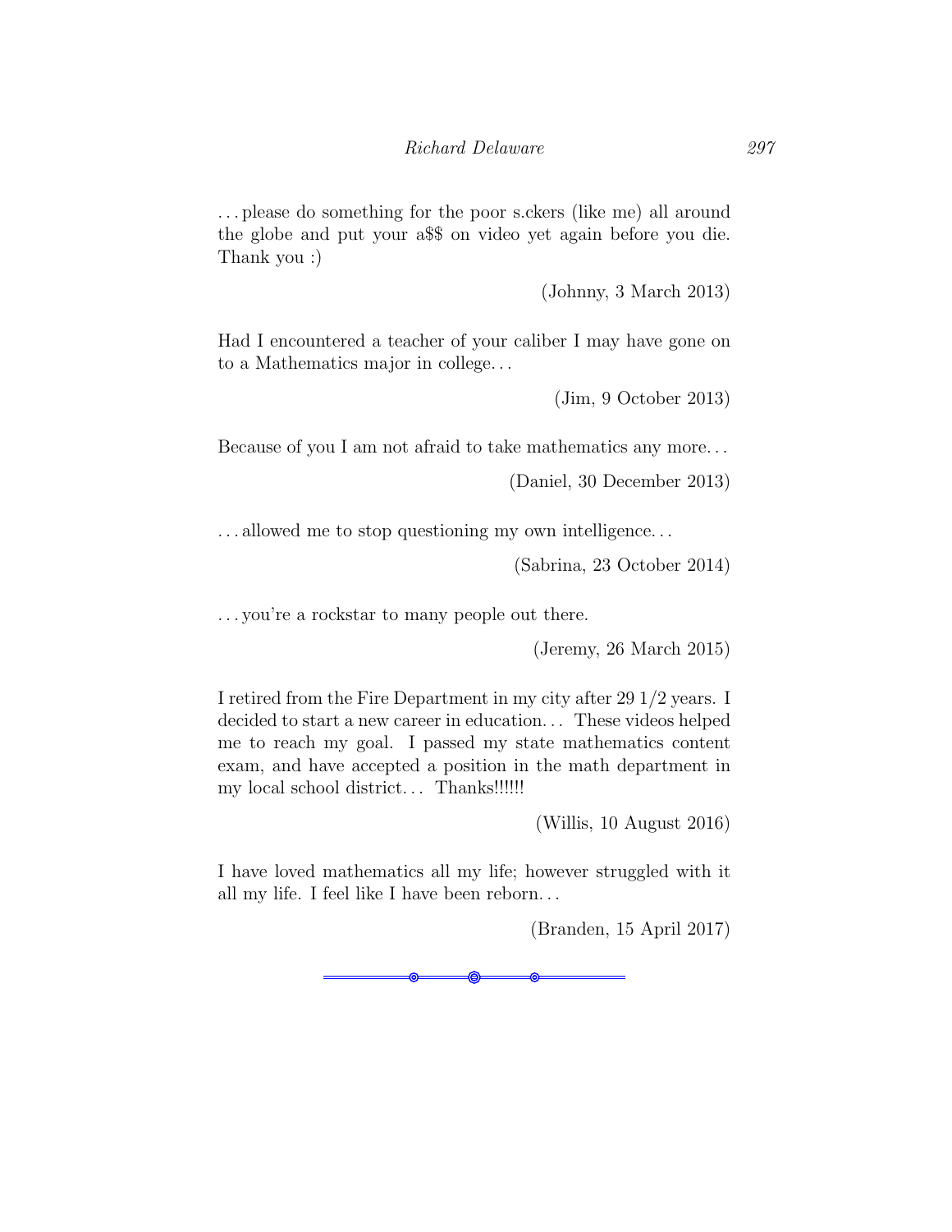...please do something for the poor s.ckers (like me) all around the globe and put your a$$ on video yet again before you die. Thank you :)

(Johnny, 3 March 2013)

Had I encountered a teacher of your caliber I may have gone on to a Mathematics major in college...

(Jim, 9 October 2013)

Because of you I am not afraid to take mathematics any more...

(Daniel, 30 December 2013)

...allowed me to stop questioning my own intelligence...

(Sabrina, 23 October 2014)

...you're a rockstar to many people out there.

(Jeremy, 26 March 2015)

I retired from the Fire Department in my city after 29 1/2 years. I decided to start a new career in education... These videos helped me to reach my goal. I passed my state mathematics content exam, and have accepted a position in the math department in my local school district... Thanks!!!!!!

(Willis, 10 August 2016)

I have loved mathematics all my life; however struggled with it all my life. I feel like I have been reborn...

(Branden, 15 April 2017)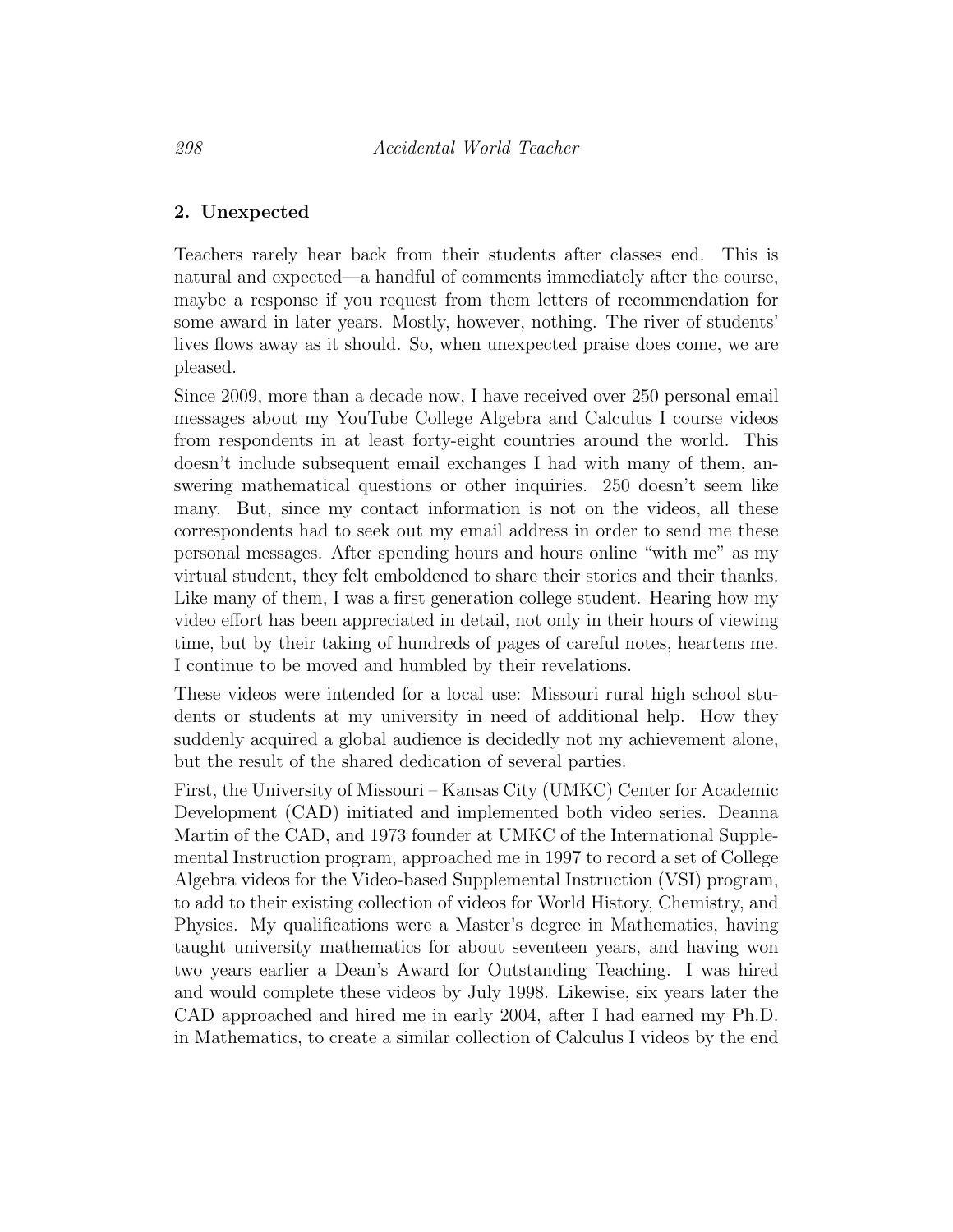## 2. Unexpected

Teachers rarely hear back from their students after classes end. This is natural and expected—a handful of comments immediately after the course, maybe a response if you request from them letters of recommendation for some award in later years. Mostly, however, nothing. The river of students' lives flows away as it should. So, when unexpected praise does come, we are pleased.

Since 2009, more than a decade now, I have received over 250 personal email messages about my YouTube College Algebra and Calculus I course videos from respondents in at least forty-eight countries around the world. This doesn't include subsequent email exchanges I had with many of them, answering mathematical questions or other inquiries. 250 doesn't seem like many. But, since my contact information is not on the videos, all these correspondents had to seek out my email address in order to send me these personal messages. After spending hours and hours online "with me" as my virtual student, they felt emboldened to share their stories and their thanks. Like many of them, I was a first generation college student. Hearing how my video effort has been appreciated in detail, not only in their hours of viewing time, but by their taking of hundreds of pages of careful notes, heartens me. I continue to be moved and humbled by their revelations.

These videos were intended for a local use: Missouri rural high school students or students at my university in need of additional help. How they suddenly acquired a global audience is decidedly not my achievement alone, but the result of the shared dedication of several parties.

First, the University of Missouri – Kansas City (UMKC) Center for Academic Development (CAD) initiated and implemented both video series. Deanna Martin of the CAD, and 1973 founder at UMKC of the International Supplemental Instruction program, approached me in 1997 to record a set of College Algebra videos for the Video-based Supplemental Instruction (VSI) program, to add to their existing collection of videos for World History, Chemistry, and Physics. My qualifications were a Master's degree in Mathematics, having taught university mathematics for about seventeen years, and having won two years earlier a Dean's Award for Outstanding Teaching. I was hired and would complete these videos by July 1998. Likewise, six years later the CAD approached and hired me in early 2004, after I had earned my Ph.D. in Mathematics, to create a similar collection of Calculus I videos by the end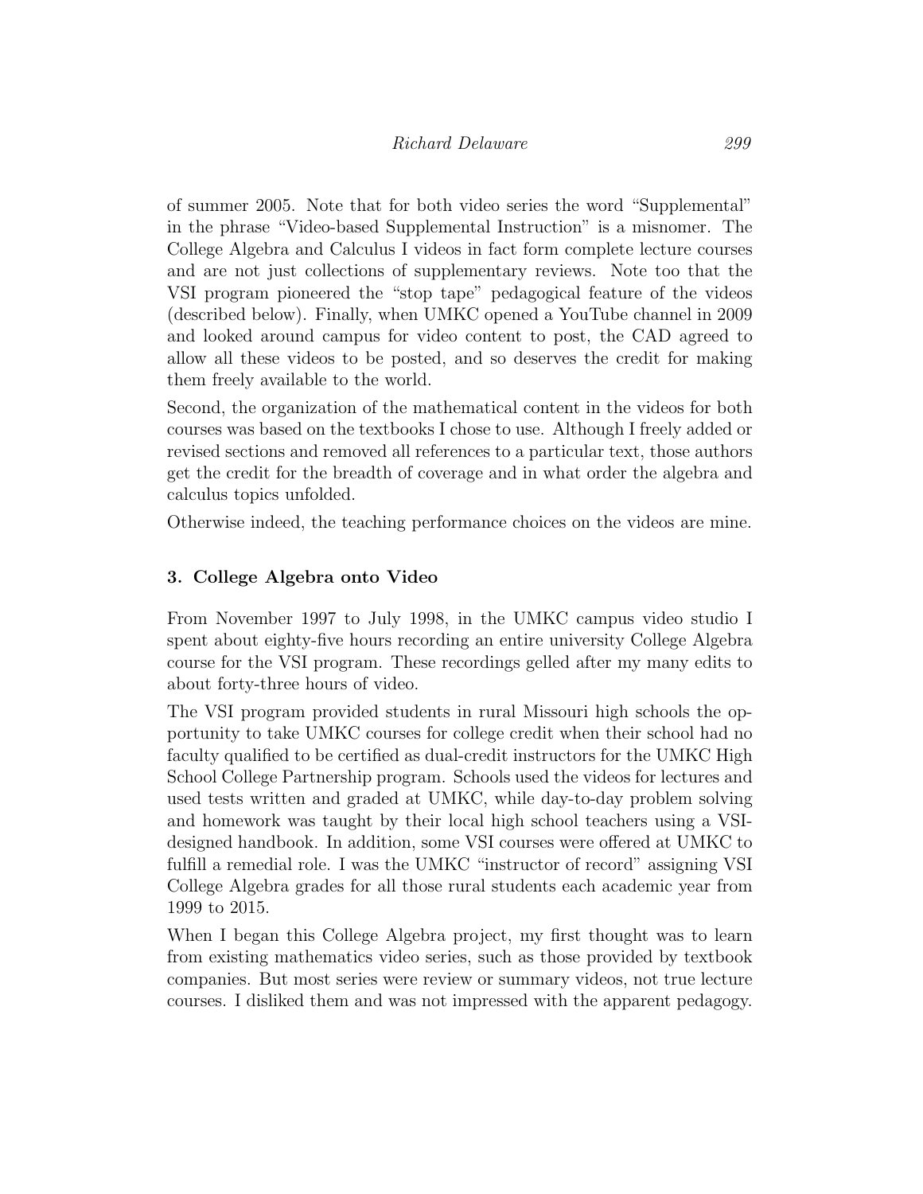of summer 2005. Note that for both video series the word "Supplemental" in the phrase "Video-based Supplemental Instruction" is a misnomer. The College Algebra and Calculus I videos in fact form complete lecture courses and are not just collections of supplementary reviews. Note too that the VSI program pioneered the "stop tape" pedagogical feature of the videos (described below). Finally, when UMKC opened a YouTube channel in 2009 and looked around campus for video content to post, the CAD agreed to allow all these videos to be posted, and so deserves the credit for making them freely available to the world.

Second, the organization of the mathematical content in the videos for both courses was based on the textbooks I chose to use. Although I freely added or revised sections and removed all references to a particular text, those authors get the credit for the breadth of coverage and in what order the algebra and calculus topics unfolded.

Otherwise indeed, the teaching performance choices on the videos are mine.

## 3. College Algebra onto Video

From November 1997 to July 1998, in the UMKC campus video studio I spent about eighty-five hours recording an entire university College Algebra course for the VSI program. These recordings gelled after my many edits to about forty-three hours of video.

The VSI program provided students in rural Missouri high schools the opportunity to take UMKC courses for college credit when their school had no faculty qualified to be certified as dual-credit instructors for the UMKC High School College Partnership program. Schools used the videos for lectures and used tests written and graded at UMKC, while day-to-day problem solving and homework was taught by their local high school teachers using a VSI-designed handbook. In addition, some VSI courses were offered at UMKC to fulfill a remedial role. I was the UMKC "instructor of record" assigning VSI College Algebra grades for all those rural students each academic year from 1999 to 2015.

When I began this College Algebra project, my first thought was to learn from existing mathematics video series, such as those provided by textbook companies. But most series were review or summary videos, not true lecture courses. I disliked them and was not impressed with the apparent pedagogy.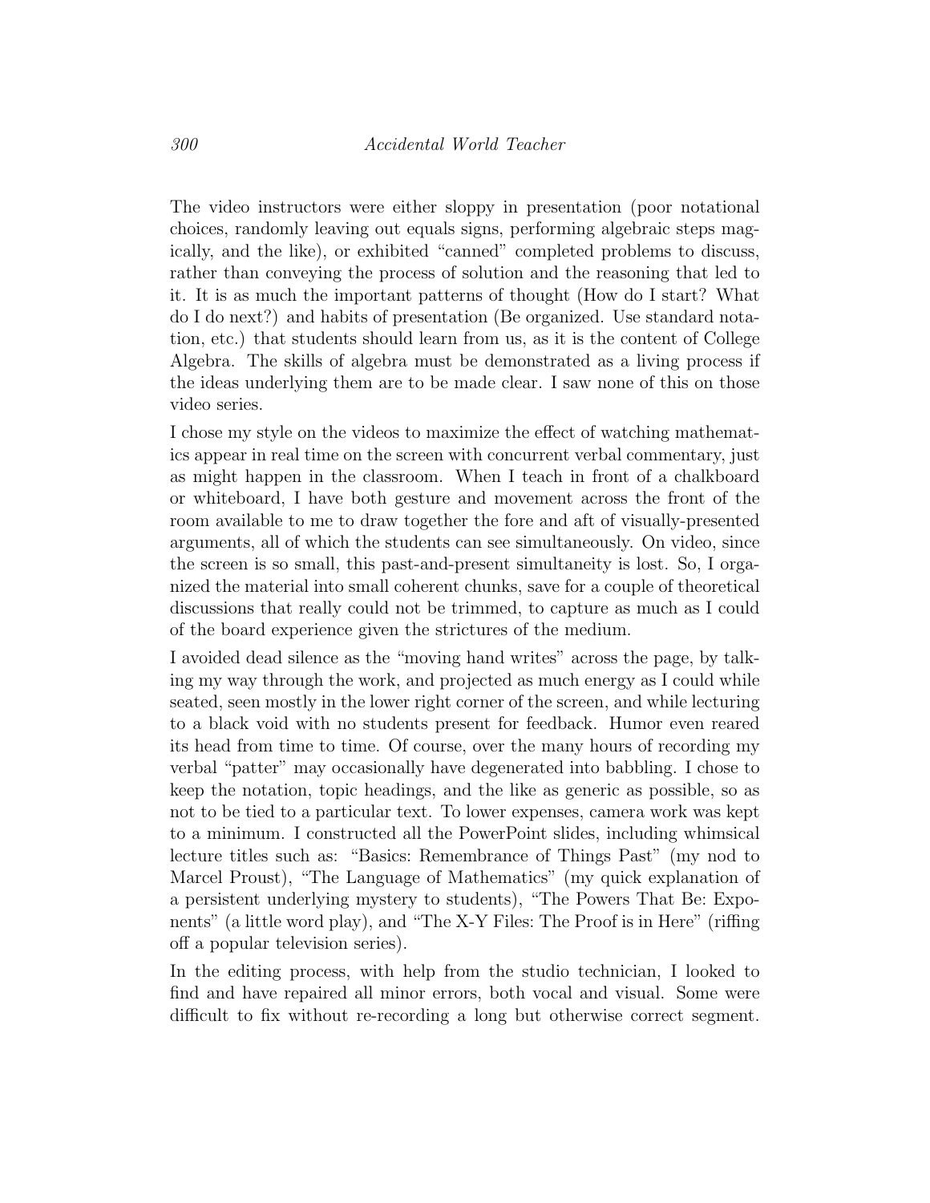The video instructors were either sloppy in presentation (poor notational choices, randomly leaving out equals signs, performing algebraic steps magically, and the like), or exhibited "canned" completed problems to discuss, rather than conveying the process of solution and the reasoning that led to it. It is as much the important patterns of thought (How do I start? What do I do next?) and habits of presentation (Be organized. Use standard notation, etc.) that students should learn from us, as it is the content of College Algebra. The skills of algebra must be demonstrated as a living process if the ideas underlying them are to be made clear. I saw none of this on those video series.

I chose my style on the videos to maximize the effect of watching mathematics appear in real time on the screen with concurrent verbal commentary, just as might happen in the classroom. When I teach in front of a chalkboard or whiteboard, I have both gesture and movement across the front of the room available to me to draw together the fore and aft of visually-presented arguments, all of which the students can see simultaneously. On video, since the screen is so small, this past-and-present simultaneity is lost. So, I organized the material into small coherent chunks, save for a couple of theoretical discussions that really could not be trimmed, to capture as much as I could of the board experience given the strictures of the medium.

I avoided dead silence as the "moving hand writes" across the page, by talking my way through the work, and projected as much energy as I could while seated, seen mostly in the lower right corner of the screen, and while lecturing to a black void with no students present for feedback. Humor even reared its head from time to time. Of course, over the many hours of recording my verbal "patter" may occasionally have degenerated into babbling. I chose to keep the notation, topic headings, and the like as generic as possible, so as not to be tied to a particular text. To lower expenses, camera work was kept to a minimum. I constructed all the PowerPoint slides, including whimsical lecture titles such as: "Basics: Remembrance of Things Past" (my nod to Marcel Proust), "The Language of Mathematics" (my quick explanation of a persistent underlying mystery to students), "The Powers That Be: Exponents" (a little word play), and "The X-Y Files: The Proof is in Here" (riffing off a popular television series).

In the editing process, with help from the studio technician, I looked to find and have repaired all minor errors, both vocal and visual. Some were difficult to fix without re-recording a long but otherwise correct segment.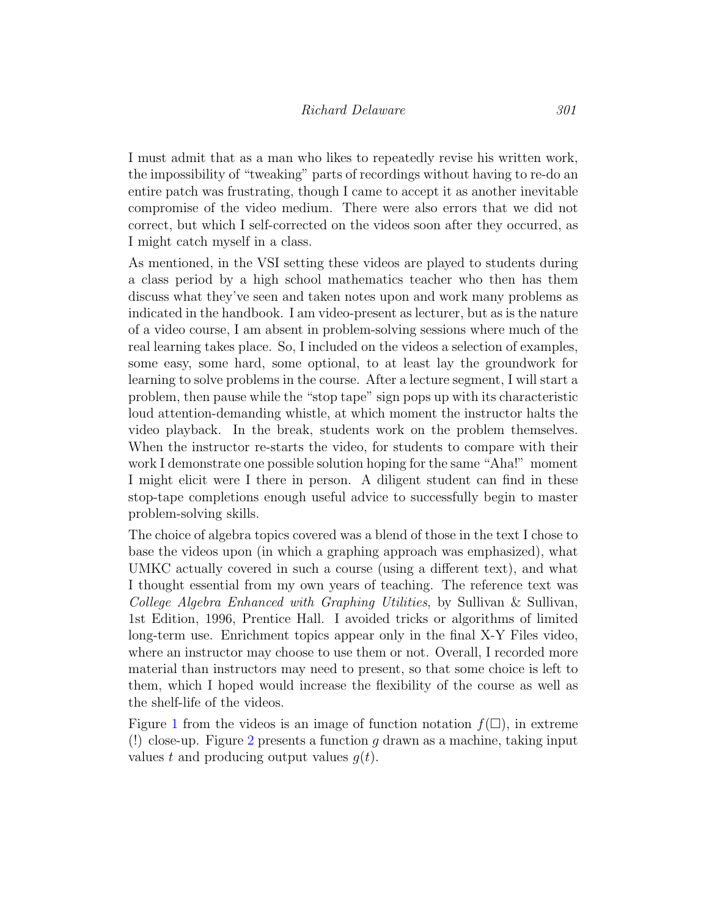I must admit that as a man who likes to repeatedly revise his written work, the impossibility of "tweaking" parts of recordings without having to re-do an entire patch was frustrating, though I came to accept it as another inevitable compromise of the video medium. There were also errors that we did not correct, but which I self-corrected on the videos soon after they occurred, as I might catch myself in a class.

As mentioned, in the VSI setting these videos are played to students during a class period by a high school mathematics teacher who then has them discuss what they've seen and taken notes upon and work many problems as indicated in the handbook. I am video-present as lecturer, but as is the nature of a video course, I am absent in problem-solving sessions where much of the real learning takes place. So, I included on the videos a selection of examples, some easy, some hard, some optional, to at least lay the groundwork for learning to solve problems in the course. After a lecture segment, I will start a problem, then pause while the "stop tape" sign pops up with its characteristic loud attention-demanding whistle, at which moment the instructor halts the video playback. In the break, students work on the problem themselves. When the instructor re-starts the video, for students to compare with their work I demonstrate one possible solution hoping for the same "Aha!" moment I might elicit were I there in person. A diligent student can find in these stop-tape completions enough useful advice to successfully begin to master problem-solving skills.

The choice of algebra topics covered was a blend of those in the text I chose to base the videos upon (in which a graphing approach was emphasized), what UMKC actually covered in such a course (using a different text), and what I thought essential from my own years of teaching. The reference text was *College Algebra Enhanced with Graphing Utilities*, by Sullivan & Sullivan, 1st Edition, 1996, Prentice Hall. I avoided tricks or algorithms of limited long-term use. Enrichment topics appear only in the final X-Y Files video, where an instructor may choose to use them or not. Overall, I recorded more material than instructors may need to present, so that some choice is left to them, which I hoped would increase the flexibility of the course as well as the shelf-life of the videos.

Figure 1 from the videos is an image of function notation $f(\Box)$, in extreme (!) close-up. Figure 2 presents a function $g$ drawn as a machine, taking input values $t$ and producing output values $g(t)$.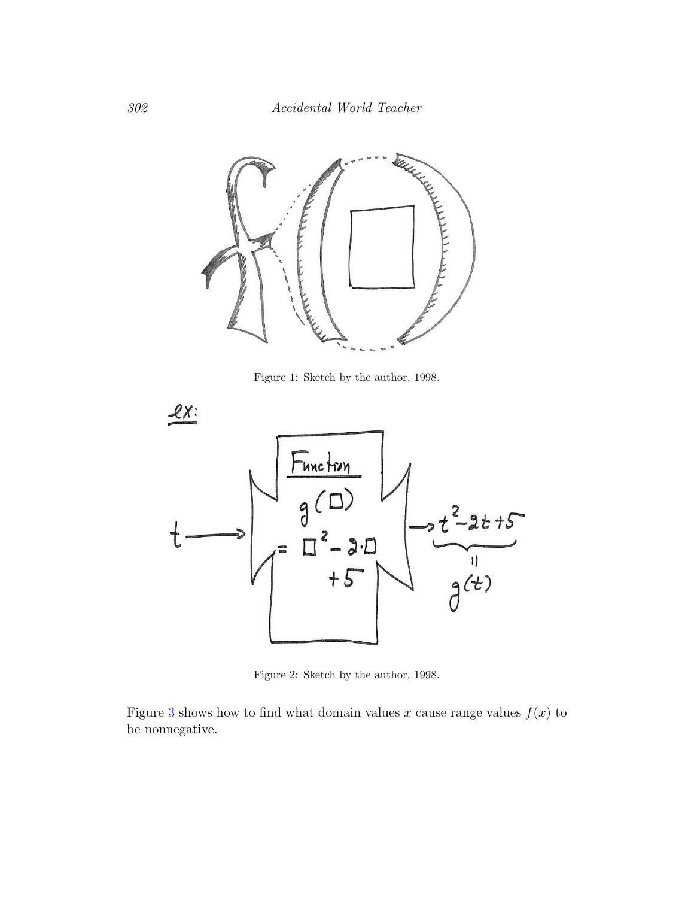Figure 1: Sketch by the author, 1998.

Figure 2: Sketch by the author, 1998.

Figure 3 shows how to find what domain values $x$ cause range values $f(x)$ to be nonnegative.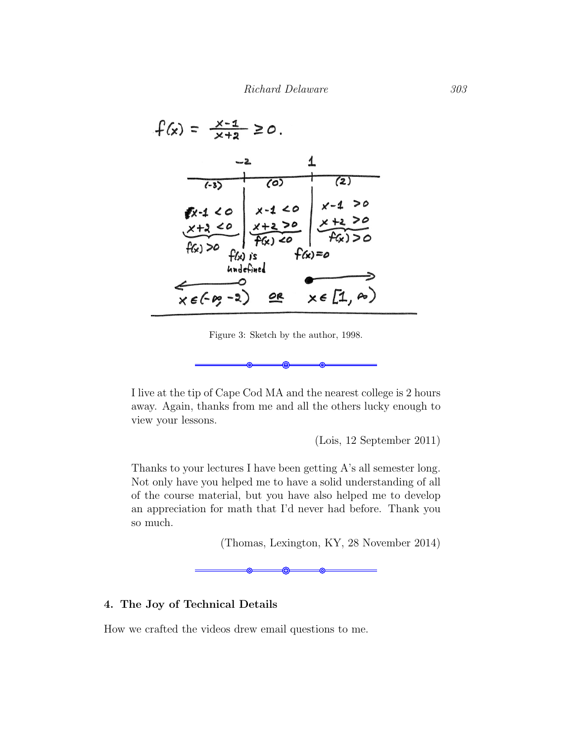$$f(x) = \frac{x-1}{x+2} \geq 0.$$

| $(-3)$ | $(0)$ | $(2)$ |
| --- | --- | --- |
| $x-1 < 0$ | $x-1 < 0$ | $x-1 > 0$ |
| $x+2 < 0$ | $x+2 > 0$ | $x+2 > 0$ |
| $f(x) > 0$ | $f(x) < 0$ | $f(x) > 0$ |

At $x = -2$: $f(x)$ is undefined. At $x = 1$: $f(x) = 0$.

$x \in (-\infty, -2)$ **OR** $x \in [1, \infty)$

Figure 3: Sketch by the author, 1998.

---

I live at the tip of Cape Cod MA and the nearest college is 2 hours away. Again, thanks from me and all the others lucky enough to view your lessons.

(Lois, 12 September 2011)

Thanks to your lectures I have been getting A's all semester long. Not only have you helped me to have a solid understanding of all of the course material, but you have also helped me to develop an appreciation for math that I'd never had before. Thank you so much.

(Thomas, Lexington, KY, 28 November 2014)

---

## 4. The Joy of Technical Details

How we crafted the videos drew email questions to me.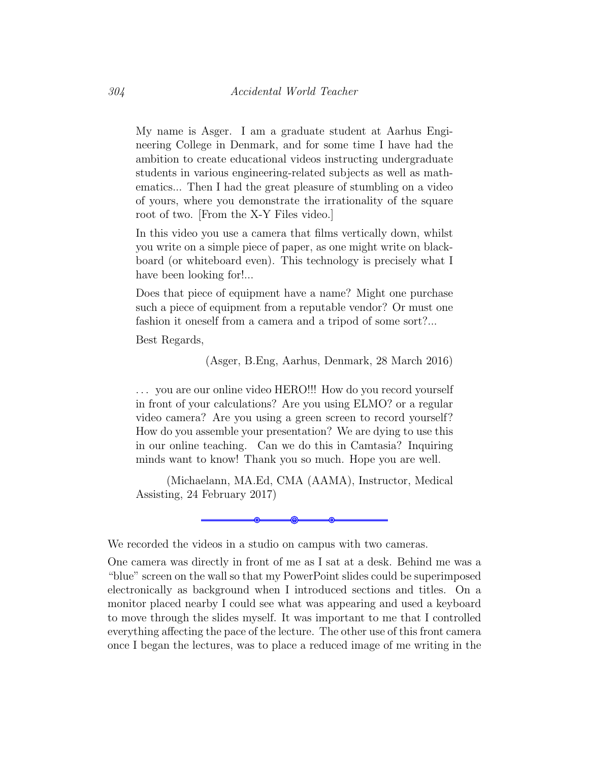> My name is Asger. I am a graduate student at Aarhus Engineering College in Denmark, and for some time I have had the ambition to create educational videos instructing undergraduate students in various engineering-related subjects as well as mathematics... Then I had the great pleasure of stumbling on a video of yours, where you demonstrate the irrationality of the square root of two. [From the X-Y Files video.]
>
> In this video you use a camera that films vertically down, whilst you write on a simple piece of paper, as one might write on blackboard (or whiteboard even). This technology is precisely what I have been looking for!...
>
> Does that piece of equipment have a name? Might one purchase such a piece of equipment from a reputable vendor? Or must one fashion it oneself from a camera and a tripod of some sort?...
>
> Best Regards,
>
> (Asger, B.Eng, Aarhus, Denmark, 28 March 2016)

> . . . you are our online video HERO!!! How do you record yourself in front of your calculations? Are you using ELMO? or a regular video camera? Are you using a green screen to record yourself? How do you assemble your presentation? We are dying to use this in our online teaching. Can we do this in Camtasia? Inquiring minds want to know! Thank you so much. Hope you are well.
>
> (Michaelann, MA.Ed, CMA (AAMA), Instructor, Medical Assisting, 24 February 2017)

---

We recorded the videos in a studio on campus with two cameras.

One camera was directly in front of me as I sat at a desk. Behind me was a "blue" screen on the wall so that my PowerPoint slides could be superimposed electronically as background when I introduced sections and titles. On a monitor placed nearby I could see what was appearing and used a keyboard to move through the slides myself. It was important to me that I controlled everything affecting the pace of the lecture. The other use of this front camera once I began the lectures, was to place a reduced image of me writing in the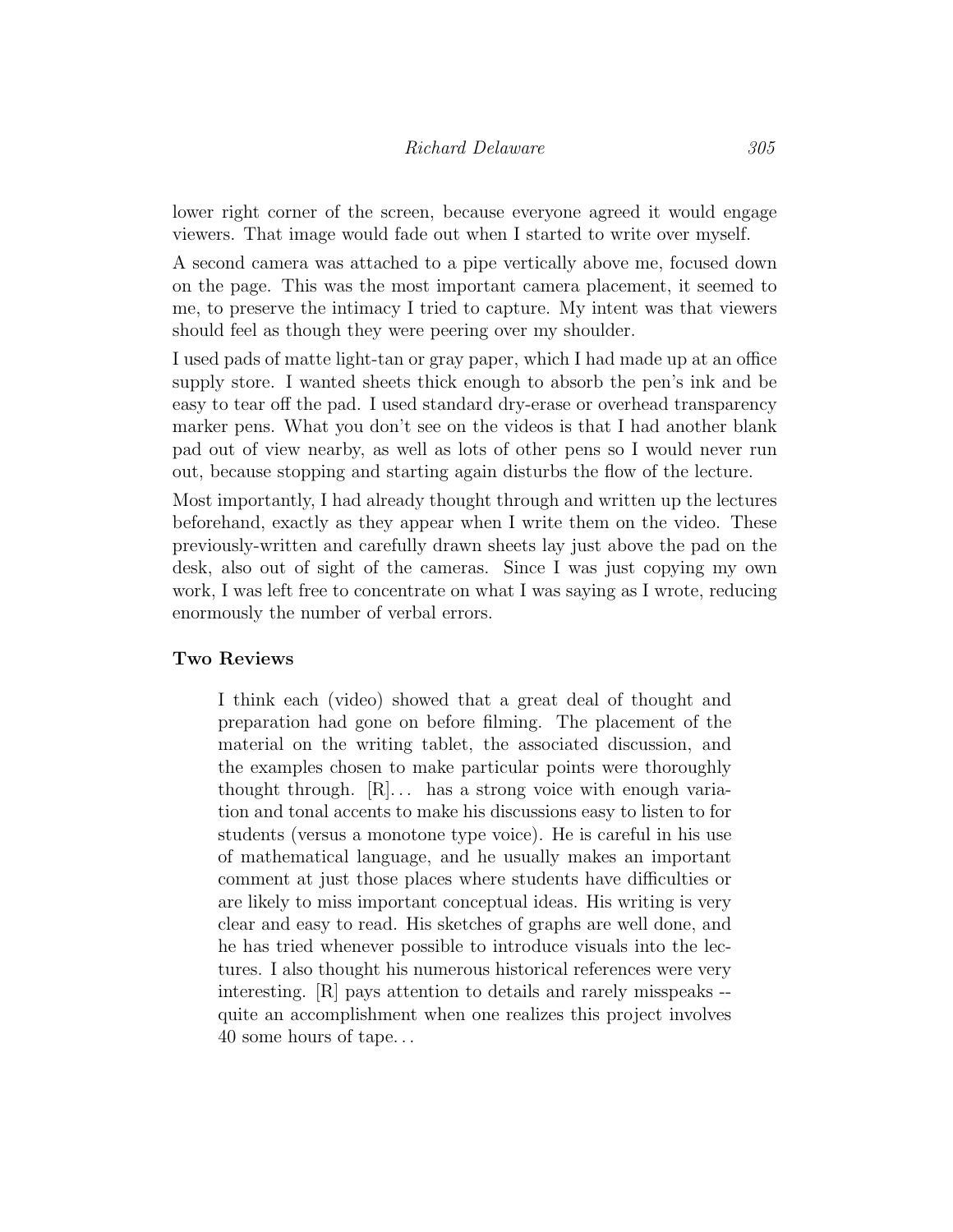lower right corner of the screen, because everyone agreed it would engage viewers. That image would fade out when I started to write over myself.

A second camera was attached to a pipe vertically above me, focused down on the page. This was the most important camera placement, it seemed to me, to preserve the intimacy I tried to capture. My intent was that viewers should feel as though they were peering over my shoulder.

I used pads of matte light-tan or gray paper, which I had made up at an office supply store. I wanted sheets thick enough to absorb the pen's ink and be easy to tear off the pad. I used standard dry-erase or overhead transparency marker pens. What you don't see on the videos is that I had another blank pad out of view nearby, as well as lots of other pens so I would never run out, because stopping and starting again disturbs the flow of the lecture.

Most importantly, I had already thought through and written up the lectures beforehand, exactly as they appear when I write them on the video. These previously-written and carefully drawn sheets lay just above the pad on the desk, also out of sight of the cameras. Since I was just copying my own work, I was left free to concentrate on what I was saying as I wrote, reducing enormously the number of verbal errors.

**Two Reviews**

> I think each (video) showed that a great deal of thought and preparation had gone on before filming. The placement of the material on the writing tablet, the associated discussion, and the examples chosen to make particular points were thoroughly thought through. [R]... has a strong voice with enough variation and tonal accents to make his discussions easy to listen to for students (versus a monotone type voice). He is careful in his use of mathematical language, and he usually makes an important comment at just those places where students have difficulties or are likely to miss important conceptual ideas. His writing is very clear and easy to read. His sketches of graphs are well done, and he has tried whenever possible to introduce visuals into the lectures. I also thought his numerous historical references were very interesting. [R] pays attention to details and rarely misspeaks -- quite an accomplishment when one realizes this project involves 40 some hours of tape...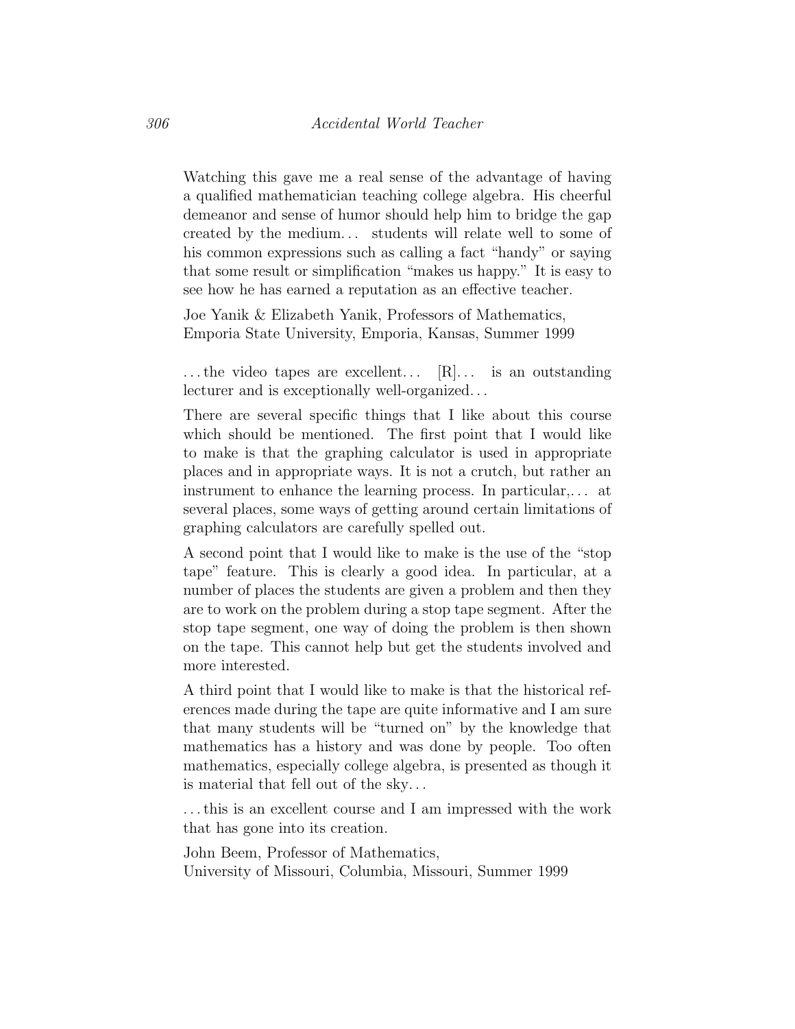Watching this gave me a real sense of the advantage of having a qualified mathematician teaching college algebra. His cheerful demeanor and sense of humor should help him to bridge the gap created by the medium... students will relate well to some of his common expressions such as calling a fact "handy" or saying that some result or simplification "makes us happy." It is easy to see how he has earned a reputation as an effective teacher.

Joe Yanik & Elizabeth Yanik, Professors of Mathematics,
Emporia State University, Emporia, Kansas, Summer 1999

...the video tapes are excellent... [R]... is an outstanding lecturer and is exceptionally well-organized...

There are several specific things that I like about this course which should be mentioned. The first point that I would like to make is that the graphing calculator is used in appropriate places and in appropriate ways. It is not a crutch, but rather an instrument to enhance the learning process. In particular,... at several places, some ways of getting around certain limitations of graphing calculators are carefully spelled out.

A second point that I would like to make is the use of the "stop tape" feature. This is clearly a good idea. In particular, at a number of places the students are given a problem and then they are to work on the problem during a stop tape segment. After the stop tape segment, one way of doing the problem is then shown on the tape. This cannot help but get the students involved and more interested.

A third point that I would like to make is that the historical references made during the tape are quite informative and I am sure that many students will be "turned on" by the knowledge that mathematics has a history and was done by people. Too often mathematics, especially college algebra, is presented as though it is material that fell out of the sky...

...this is an excellent course and I am impressed with the work that has gone into its creation.

John Beem, Professor of Mathematics,
University of Missouri, Columbia, Missouri, Summer 1999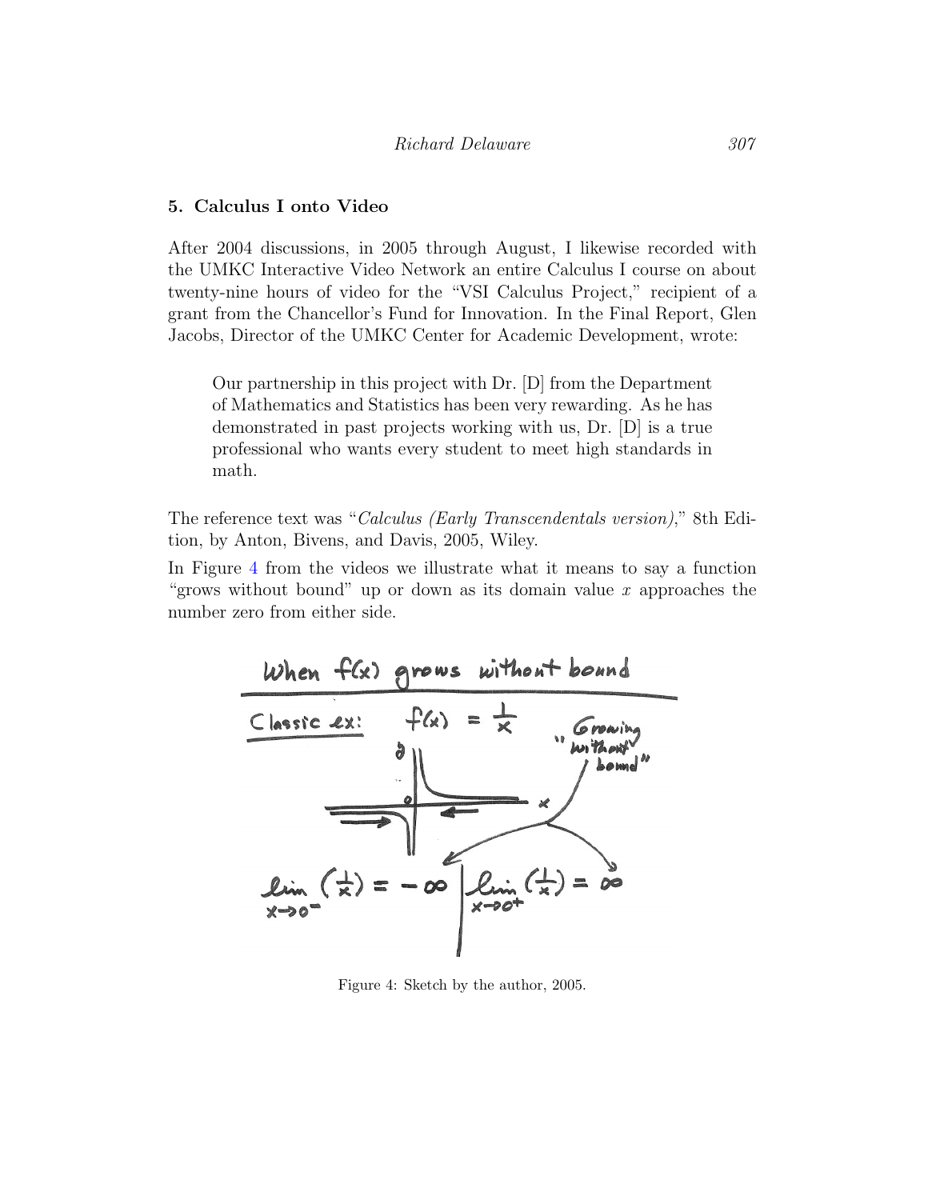## 5. Calculus I onto Video

After 2004 discussions, in 2005 through August, I likewise recorded with the UMKC Interactive Video Network an entire Calculus I course on about twenty-nine hours of video for the "VSI Calculus Project," recipient of a grant from the Chancellor's Fund for Innovation. In the Final Report, Glen Jacobs, Director of the UMKC Center for Academic Development, wrote:

> Our partnership in this project with Dr. [D] from the Department of Mathematics and Statistics has been very rewarding. As he has demonstrated in past projects working with us, Dr. [D] is a true professional who wants every student to meet high standards in math.

The reference text was "*Calculus (Early Transcendentals version)*," 8th Edition, by Anton, Bivens, and Davis, 2005, Wiley.

In Figure 4 from the videos we illustrate what it means to say a function "grows without bound" up or down as its domain value $x$ approaches the number zero from either side.

Figure 4: Sketch by the author, 2005.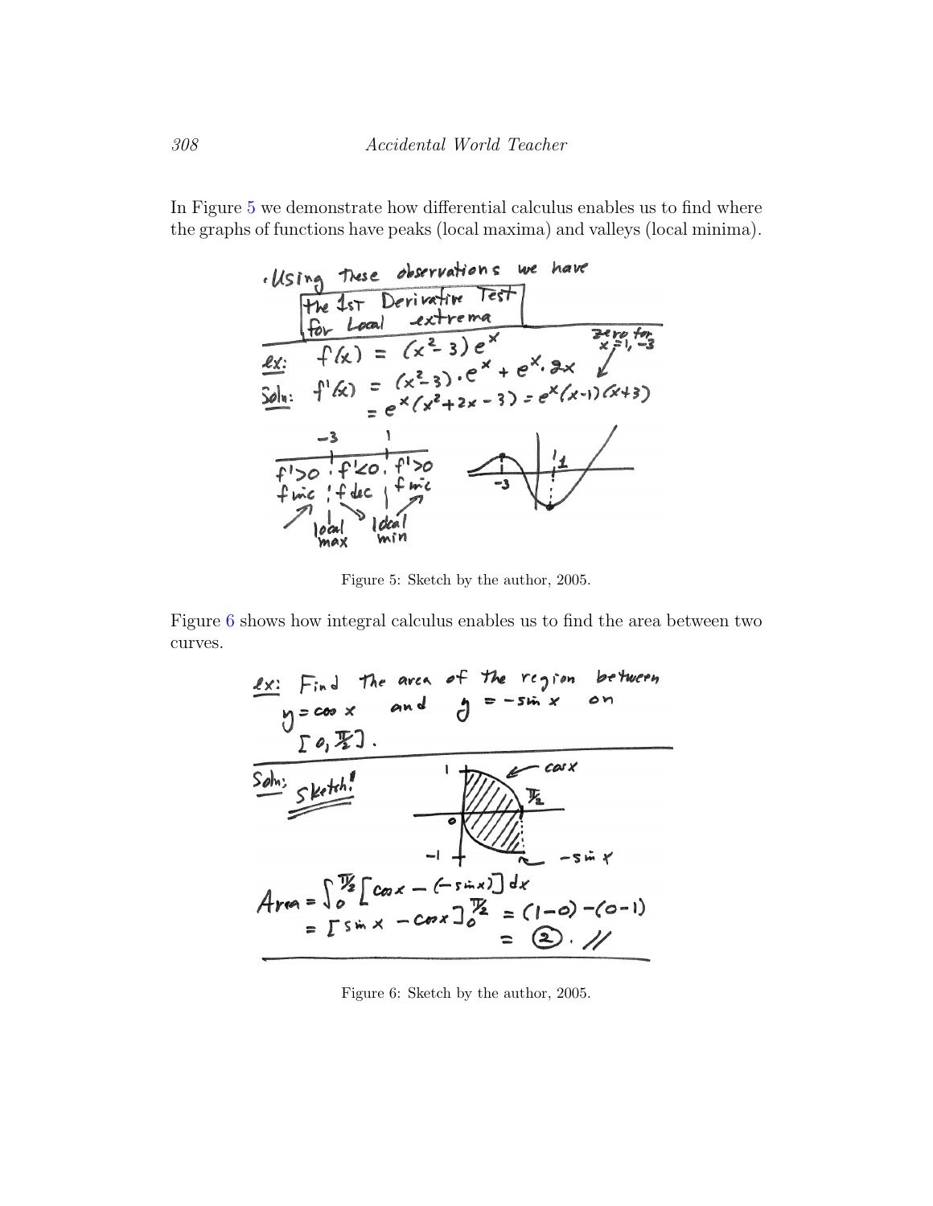In Figure 5 we demonstrate how differential calculus enables us to find where the graphs of functions have peaks (local maxima) and valleys (local minima).

Figure 5: Sketch by the author, 2005.

Figure 6 shows how integral calculus enables us to find the area between two curves.

Figure 6: Sketch by the author, 2005.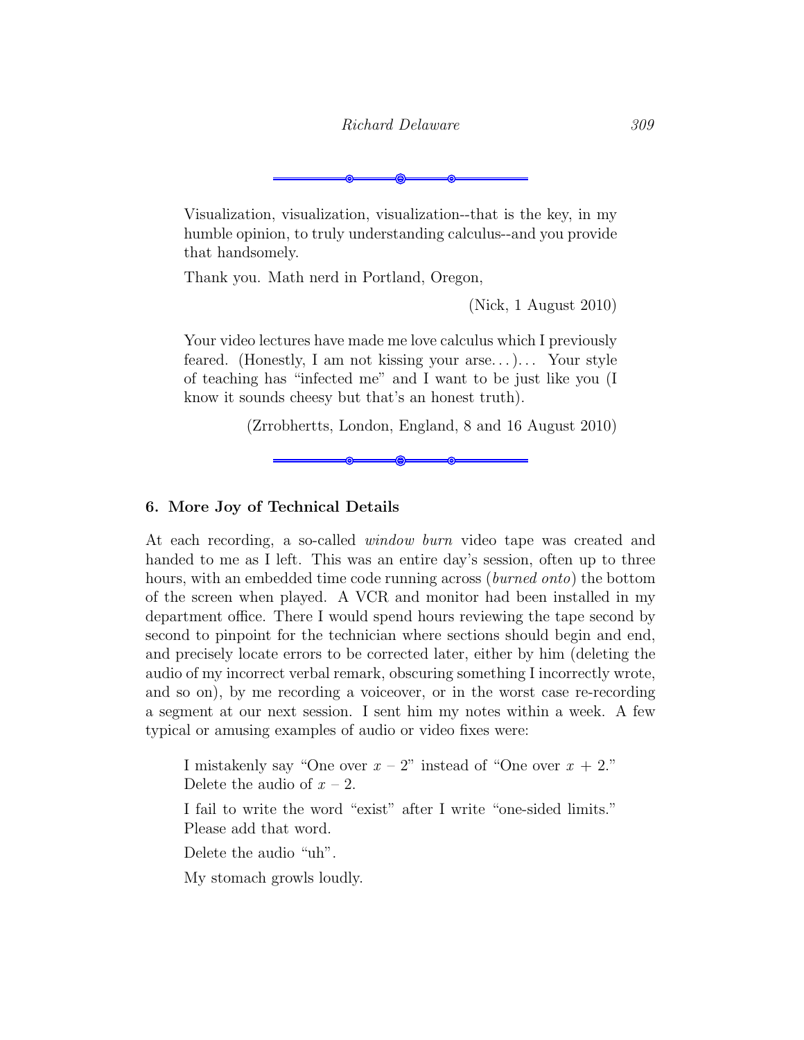---

Visualization, visualization, visualization--that is the key, in my humble opinion, to truly understanding calculus--and you provide that handsomely.

Thank you. Math nerd in Portland, Oregon,

(Nick, 1 August 2010)

Your video lectures have made me love calculus which I previously feared. (Honestly, I am not kissing your arse...)... Your style of teaching has "infected me" and I want to be just like you (I know it sounds cheesy but that's an honest truth).

(Zrrobhertts, London, England, 8 and 16 August 2010)

---

### 6. More Joy of Technical Details

At each recording, a so-called *window burn* video tape was created and handed to me as I left. This was an entire day's session, often up to three hours, with an embedded time code running across (*burned onto*) the bottom of the screen when played. A VCR and monitor had been installed in my department office. There I would spend hours reviewing the tape second by second to pinpoint for the technician where sections should begin and end, and precisely locate errors to be corrected later, either by him (deleting the audio of my incorrect verbal remark, obscuring something I incorrectly wrote, and so on), by me recording a voiceover, or in the worst case re-recording a segment at our next session. I sent him my notes within a week. A few typical or amusing examples of audio or video fixes were:

I mistakenly say "One over $x - 2$" instead of "One over $x + 2$." Delete the audio of $x - 2$.

I fail to write the word "exist" after I write "one-sided limits." Please add that word.

Delete the audio "uh".

My stomach growls loudly.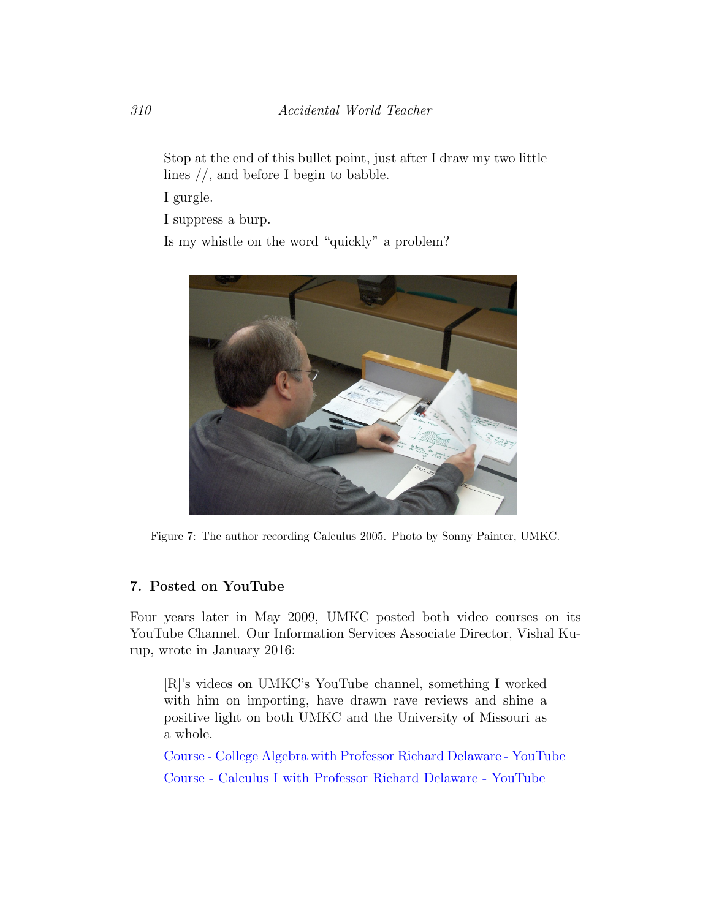Stop at the end of this bullet point, just after I draw my two little lines //, and before I begin to babble.

I gurgle.

I suppress a burp.

Is my whistle on the word "quickly" a problem?

Figure 7: The author recording Calculus 2005. Photo by Sonny Painter, UMKC.

## 7. Posted on YouTube

Four years later in May 2009, UMKC posted both video courses on its YouTube Channel. Our Information Services Associate Director, Vishal Kurup, wrote in January 2016:

> [R]'s videos on UMKC's YouTube channel, something I worked with him on importing, have drawn rave reviews and shine a positive light on both UMKC and the University of Missouri as a whole.
>
> Course - College Algebra with Professor Richard Delaware - YouTube
>
> Course - Calculus I with Professor Richard Delaware - YouTube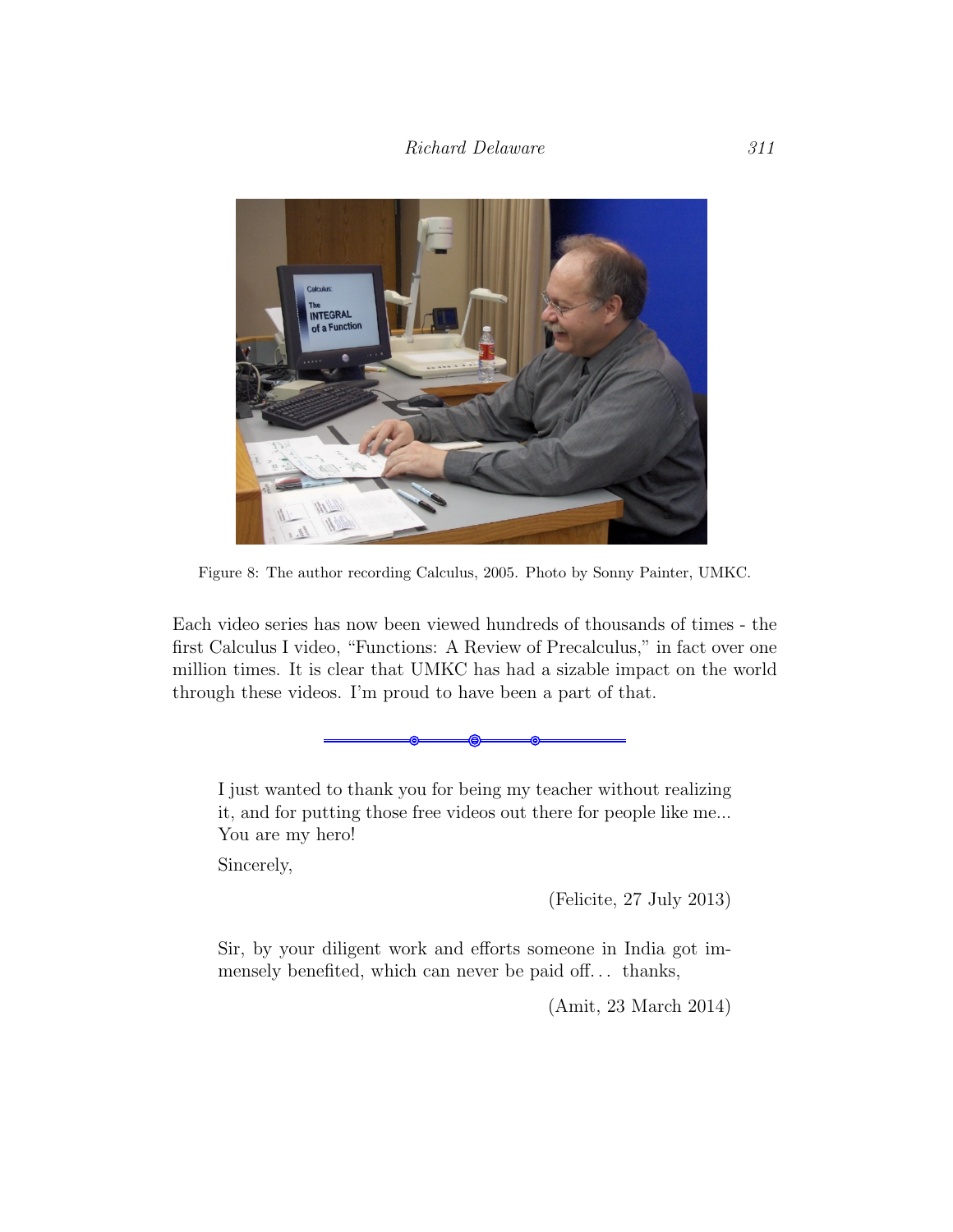Figure 8: The author recording Calculus, 2005. Photo by Sonny Painter, UMKC.

Each video series has now been viewed hundreds of thousands of times - the first Calculus I video, "Functions: A Review of Precalculus," in fact over one million times. It is clear that UMKC has had a sizable impact on the world through these videos. I'm proud to have been a part of that.

---

> I just wanted to thank you for being my teacher without realizing it, and for putting those free videos out there for people like me... You are my hero!
>
> Sincerely,
>
> (Felicite, 27 July 2013)

> Sir, by your diligent work and efforts someone in India got immensely benefited, which can never be paid off... thanks,
>
> (Amit, 23 March 2014)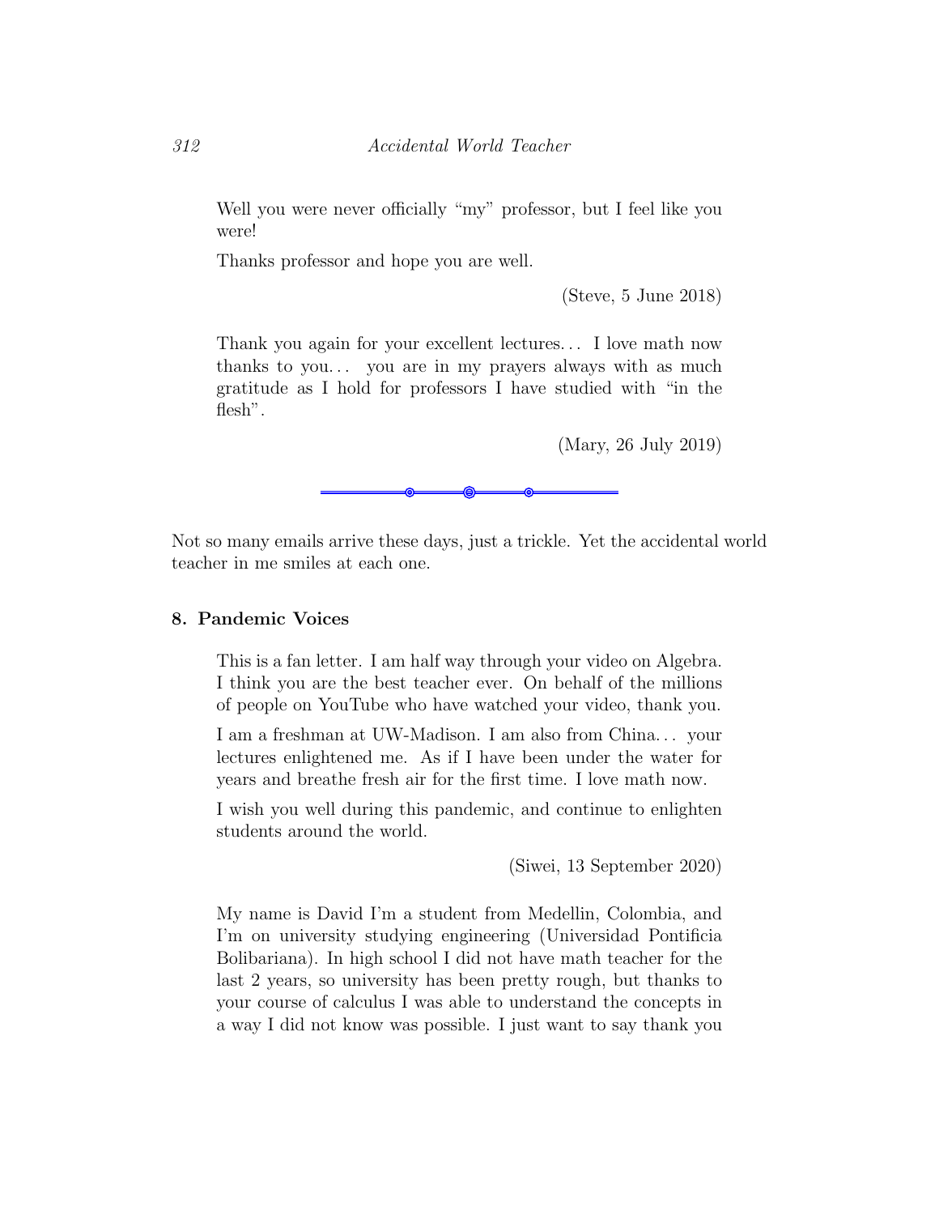> Well you were never officially "my" professor, but I feel like you were!
>
> Thanks professor and hope you are well.
>
> (Steve, 5 June 2018)

> Thank you again for your excellent lectures... I love math now thanks to you... you are in my prayers always with as much gratitude as I hold for professors I have studied with "in the flesh".
>
> (Mary, 26 July 2019)

---

Not so many emails arrive these days, just a trickle. Yet the accidental world teacher in me smiles at each one.

## 8. Pandemic Voices

> This is a fan letter. I am half way through your video on Algebra. I think you are the best teacher ever. On behalf of the millions of people on YouTube who have watched your video, thank you.
>
> I am a freshman at UW-Madison. I am also from China... your lectures enlightened me. As if I have been under the water for years and breathe fresh air for the first time. I love math now.
>
> I wish you well during this pandemic, and continue to enlighten students around the world.
>
> (Siwei, 13 September 2020)

> My name is David I'm a student from Medellin, Colombia, and I'm on university studying engineering (Universidad Pontificia Bolibariana). In high school I did not have math teacher for the last 2 years, so university has been pretty rough, but thanks to your course of calculus I was able to understand the concepts in a way I did not know was possible. I just want to say thank you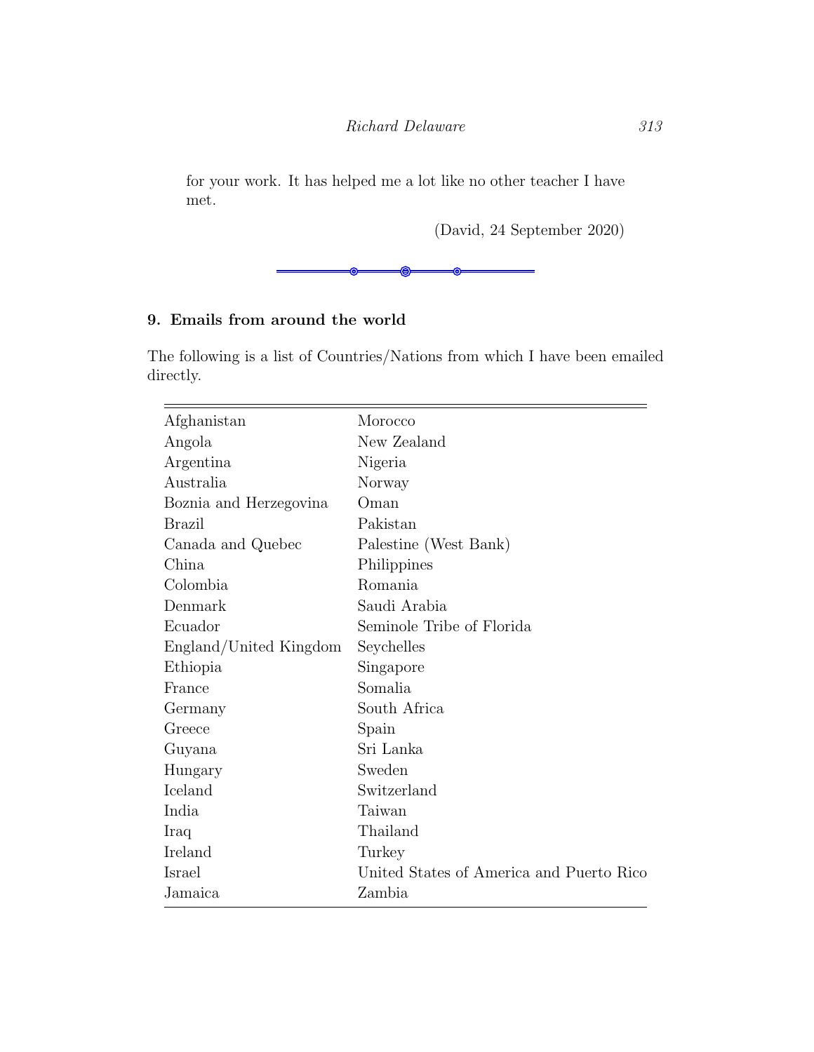for your work. It has helped me a lot like no other teacher I have met.

(David, 24 September 2020)

---

### 9. Emails from around the world

The following is a list of Countries/Nations from which I have been emailed directly.

| | |
|---|---|
| Afghanistan | Morocco |
| Angola | New Zealand |
| Argentina | Nigeria |
| Australia | Norway |
| Boznia and Herzegovina | Oman |
| Brazil | Pakistan |
| Canada and Quebec | Palestine (West Bank) |
| China | Philippines |
| Colombia | Romania |
| Denmark | Saudi Arabia |
| Ecuador | Seminole Tribe of Florida |
| England/United Kingdom | Seychelles |
| Ethiopia | Singapore |
| France | Somalia |
| Germany | South Africa |
| Greece | Spain |
| Guyana | Sri Lanka |
| Hungary | Sweden |
| Iceland | Switzerland |
| India | Taiwan |
| Iraq | Thailand |
| Ireland | Turkey |
| Israel | United States of America and Puerto Rico |
| Jamaica | Zambia |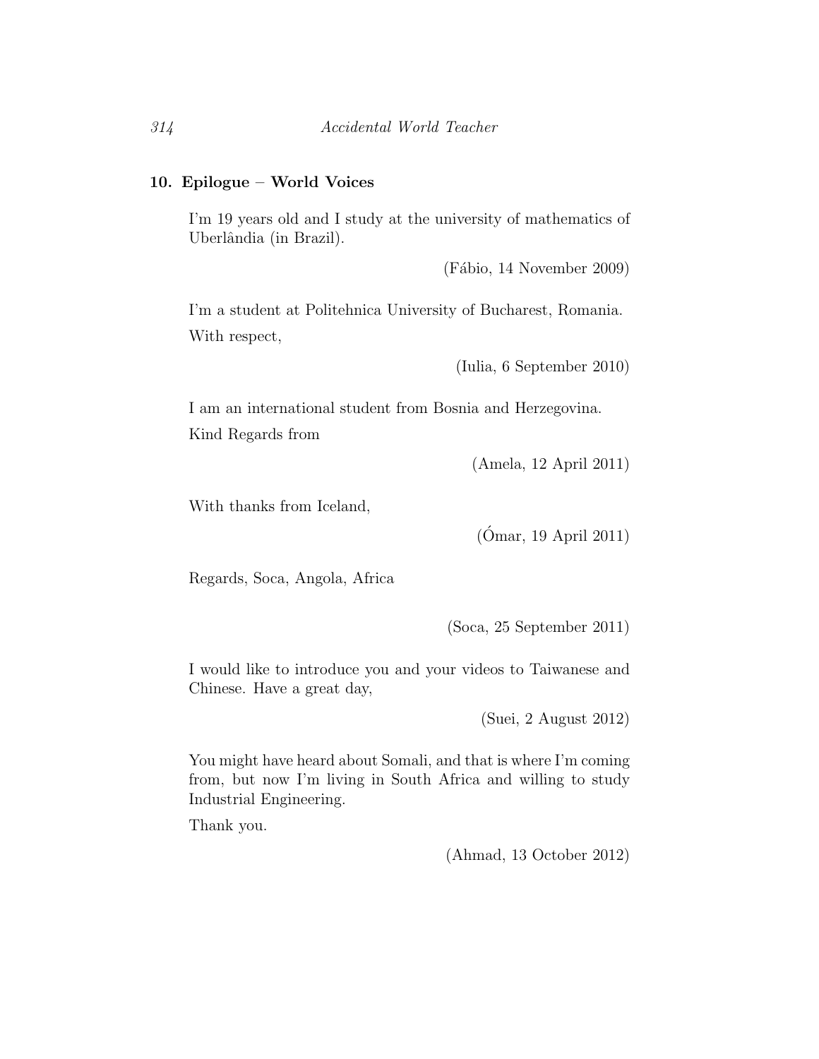## 10. Epilogue – World Voices

I'm 19 years old and I study at the university of mathematics of Uberlândia (in Brazil).

(Fábio, 14 November 2009)

I'm a student at Politehnica University of Bucharest, Romania.

With respect,

(Iulia, 6 September 2010)

I am an international student from Bosnia and Herzegovina.

Kind Regards from

(Amela, 12 April 2011)

With thanks from Iceland,

(Ómar, 19 April 2011)

Regards, Soca, Angola, Africa

(Soca, 25 September 2011)

I would like to introduce you and your videos to Taiwanese and Chinese. Have a great day,

(Suei, 2 August 2012)

You might have heard about Somali, and that is where I'm coming from, but now I'm living in South Africa and willing to study Industrial Engineering.

Thank you.

(Ahmad, 13 October 2012)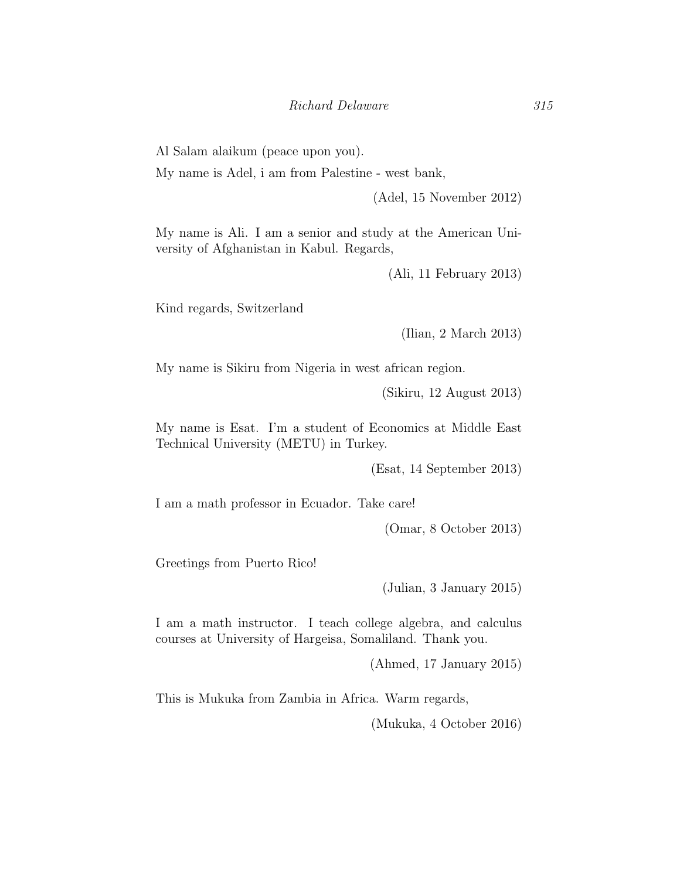Al Salam alaikum (peace upon you).

My name is Adel, i am from Palestine - west bank,

(Adel, 15 November 2012)

My name is Ali. I am a senior and study at the American University of Afghanistan in Kabul. Regards,

(Ali, 11 February 2013)

Kind regards, Switzerland

(Ilian, 2 March 2013)

My name is Sikiru from Nigeria in west african region.

(Sikiru, 12 August 2013)

My name is Esat. I'm a student of Economics at Middle East Technical University (METU) in Turkey.

(Esat, 14 September 2013)

I am a math professor in Ecuador. Take care!

(Omar, 8 October 2013)

Greetings from Puerto Rico!

(Julian, 3 January 2015)

I am a math instructor. I teach college algebra, and calculus courses at University of Hargeisa, Somaliland. Thank you.

(Ahmed, 17 January 2015)

This is Mukuka from Zambia in Africa. Warm regards,

(Mukuka, 4 October 2016)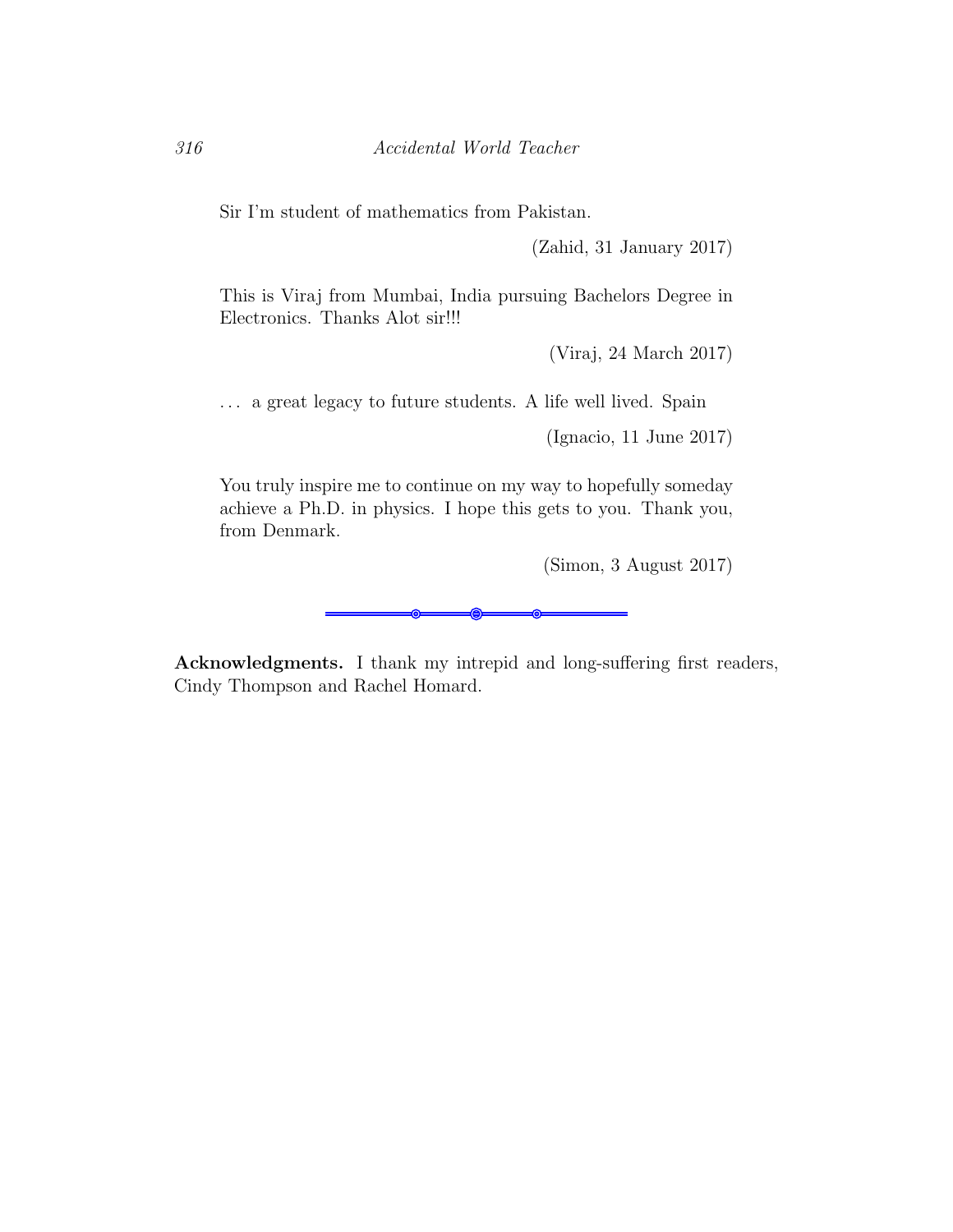Sir I'm student of mathematics from Pakistan.

(Zahid, 31 January 2017)

This is Viraj from Mumbai, India pursuing Bachelors Degree in Electronics. Thanks Alot sir!!!

(Viraj, 24 March 2017)

... a great legacy to future students. A life well lived. Spain

(Ignacio, 11 June 2017)

You truly inspire me to continue on my way to hopefully someday achieve a Ph.D. in physics. I hope this gets to you. Thank you, from Denmark.

(Simon, 3 August 2017)

**Acknowledgments.** I thank my intrepid and long-suffering first readers, Cindy Thompson and Rachel Homard.